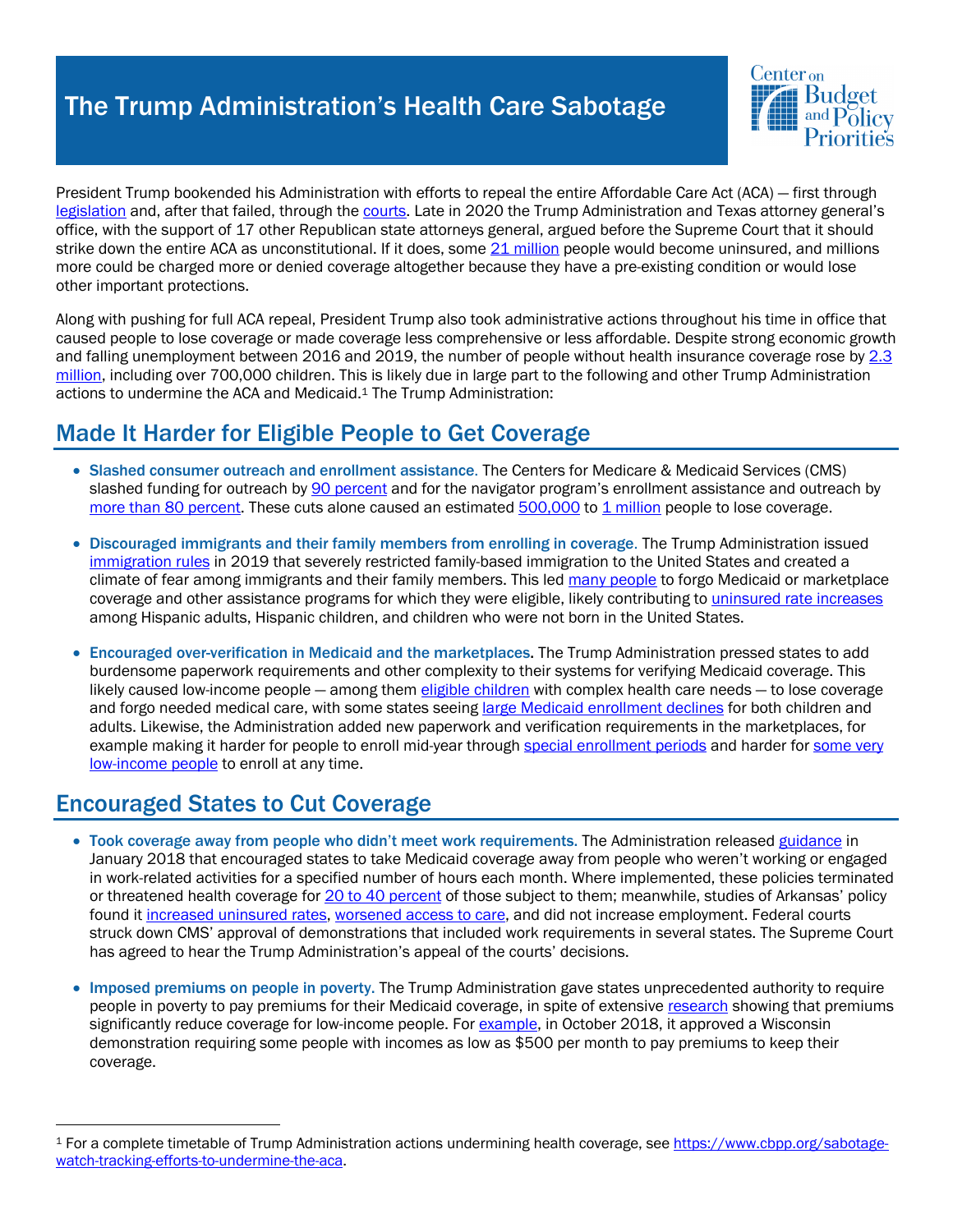# The Trump Administration's Health Care Sabotage

President Trump bookended his Administration with efforts to repeal the entire Affordable Care Act (ACA) — first through legislation and, after that failed, through the courts. Late in 2020 the Trump Administration and Texas attorney general's office, with the support of 17 other Republican state attorneys general, argued before the Supreme Court that it should strike down the entire ACA as unconstitutional. If it does, some 21 million people would become uninsured, and millions more could be charged more or denied coverage altogether because they have a pre-existing condition or would lose other important protections.

Along with pushing for full ACA repeal, President Trump also took administrative actions throughout his time in office that caused people to lose coverage or made coverage less comprehensive or less affordable. Despite strong economic growth and falling unemployment between 2016 and 2019, the number of people without health insurance coverage rose by 2.3 million, including over 700,000 children. This is likely due in large part to the following and other Trump Administration actions to undermine the ACA and Medicaid.[1] The Trump Administration:

## Made It Harder for Eligible People to Get Coverage

- **Slashed consumer outreach and enrollment assistance.** The Centers for Medicare & Medicaid Services (CMS) slashed funding for outreach by 90 percent and for the navigator program's enrollment assistance and outreach by more than 80 percent. These cuts alone caused an estimated 500,000 to 1 million people to lose coverage.
- **Discouraged immigrants and their family members from enrolling in coverage.** The Trump Administration issued immigration rules in 2019 that severely restricted family-based immigration to the United States and created a climate of fear among immigrants and their family members. This led many people to forgo Medicaid or marketplace coverage and other assistance programs for which they were eligible, likely contributing to uninsured rate increases among Hispanic adults, Hispanic children, and children who were not born in the United States.
- **Encouraged over-verification in Medicaid and the marketplaces.** The Trump Administration pressed states to add burdensome paperwork requirements and other complexity to their systems for verifying Medicaid coverage. This likely caused low-income people — among them eligible children with complex health care needs — to lose coverage and forgo needed medical care, with some states seeing large Medicaid enrollment declines for both children and adults. Likewise, the Administration added new paperwork and verification requirements in the marketplaces, for example making it harder for people to enroll mid-year through special enrollment periods and harder for some very low-income people to enroll at any time.

## Encouraged States to Cut Coverage

- **Took coverage away from people who didn't meet work requirements.** The Administration released guidance in January 2018 that encouraged states to take Medicaid coverage away from people who weren't working or engaged in work-related activities for a specified number of hours each month. Where implemented, these policies terminated or threatened health coverage for 20 to 40 percent of those subject to them; meanwhile, studies of Arkansas' policy found it increased uninsured rates, worsened access to care, and did not increase employment. Federal courts struck down CMS' approval of demonstrations that included work requirements in several states. The Supreme Court has agreed to hear the Trump Administration's appeal of the courts' decisions.
- **Imposed premiums on people in poverty.** The Trump Administration gave states unprecedented authority to require people in poverty to pay premiums for their Medicaid coverage, in spite of extensive research showing that premiums significantly reduce coverage for low-income people. For example, in October 2018, it approved a Wisconsin demonstration requiring some people with incomes as low as $500 per month to pay premiums to keep their coverage.

[1] For a complete timetable of Trump Administration actions undermining health coverage, see https://www.cbpp.org/sabotage-watch-tracking-efforts-to-undermine-the-aca.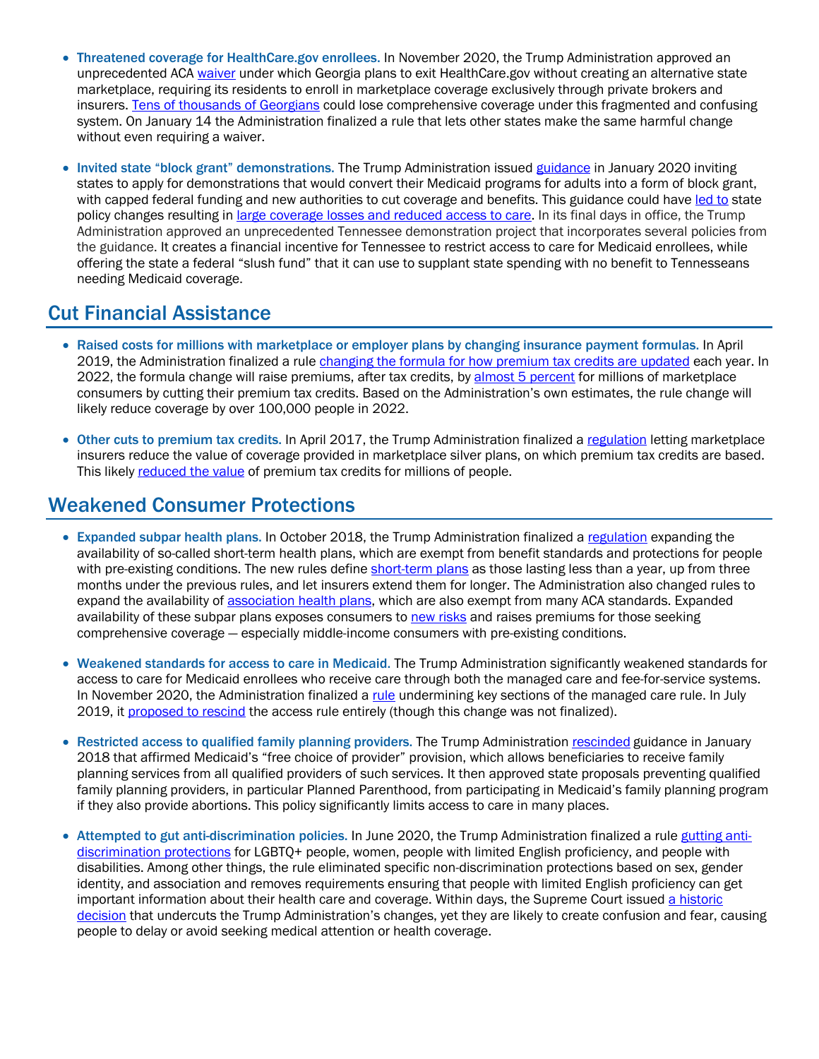- **Threatened coverage for HealthCare.gov enrollees.** In November 2020, the Trump Administration approved an unprecedented ACA waiver under which Georgia plans to exit HealthCare.gov without creating an alternative state marketplace, requiring its residents to enroll in marketplace coverage exclusively through private brokers and insurers. Tens of thousands of Georgians could lose comprehensive coverage under this fragmented and confusing system. On January 14 the Administration finalized a rule that lets other states make the same harmful change without even requiring a waiver.

- **Invited state "block grant" demonstrations.** The Trump Administration issued guidance in January 2020 inviting states to apply for demonstrations that would convert their Medicaid programs for adults into a form of block grant, with capped federal funding and new authorities to cut coverage and benefits. This guidance could have led to state policy changes resulting in large coverage losses and reduced access to care. In its final days in office, the Trump Administration approved an unprecedented Tennessee demonstration project that incorporates several policies from the guidance. It creates a financial incentive for Tennessee to restrict access to care for Medicaid enrollees, while offering the state a federal "slush fund" that it can use to supplant state spending with no benefit to Tennesseans needing Medicaid coverage.

## Cut Financial Assistance

- **Raised costs for millions with marketplace or employer plans by changing insurance payment formulas.** In April 2019, the Administration finalized a rule changing the formula for how premium tax credits are updated each year. In 2022, the formula change will raise premiums, after tax credits, by almost 5 percent for millions of marketplace consumers by cutting their premium tax credits. Based on the Administration's own estimates, the rule change will likely reduce coverage by over 100,000 people in 2022.

- **Other cuts to premium tax credits.** In April 2017, the Trump Administration finalized a regulation letting marketplace insurers reduce the value of coverage provided in marketplace silver plans, on which premium tax credits are based. This likely reduced the value of premium tax credits for millions of people.

## Weakened Consumer Protections

- **Expanded subpar health plans.** In October 2018, the Trump Administration finalized a regulation expanding the availability of so-called short-term health plans, which are exempt from benefit standards and protections for people with pre-existing conditions. The new rules define short-term plans as those lasting less than a year, up from three months under the previous rules, and let insurers extend them for longer. The Administration also changed rules to expand the availability of association health plans, which are also exempt from many ACA standards. Expanded availability of these subpar plans exposes consumers to new risks and raises premiums for those seeking comprehensive coverage — especially middle-income consumers with pre-existing conditions.

- **Weakened standards for access to care in Medicaid.** The Trump Administration significantly weakened standards for access to care for Medicaid enrollees who receive care through both the managed care and fee-for-service systems. In November 2020, the Administration finalized a rule undermining key sections of the managed care rule. In July 2019, it proposed to rescind the access rule entirely (though this change was not finalized).

- **Restricted access to qualified family planning providers.** The Trump Administration rescinded guidance in January 2018 that affirmed Medicaid's "free choice of provider" provision, which allows beneficiaries to receive family planning services from all qualified providers of such services. It then approved state proposals preventing qualified family planning providers, in particular Planned Parenthood, from participating in Medicaid's family planning program if they also provide abortions. This policy significantly limits access to care in many places.

- **Attempted to gut anti-discrimination policies.** In June 2020, the Trump Administration finalized a rule gutting anti-discrimination protections for LGBTQ+ people, women, people with limited English proficiency, and people with disabilities. Among other things, the rule eliminated specific non-discrimination protections based on sex, gender identity, and association and removes requirements ensuring that people with limited English proficiency can get important information about their health care and coverage. Within days, the Supreme Court issued a historic decision that undercuts the Trump Administration's changes, yet they are likely to create confusion and fear, causing people to delay or avoid seeking medical attention or health coverage.